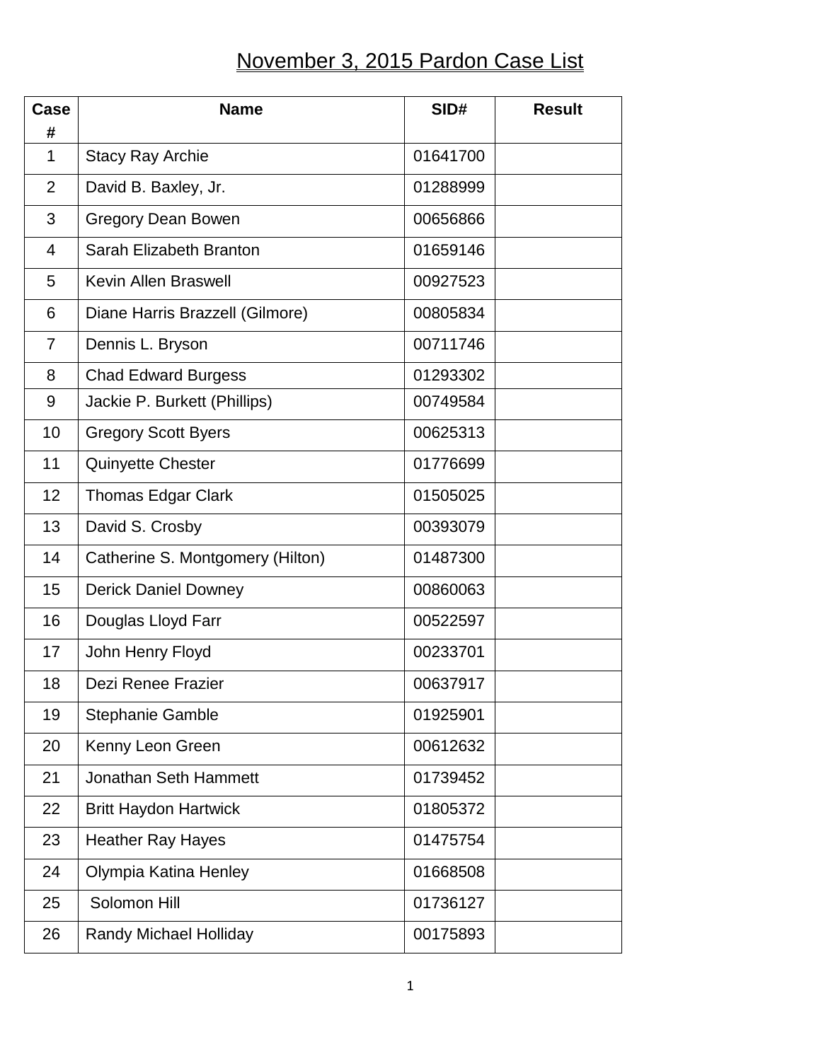# November 3, 2015 Pardon Case List

| Case # | Name | SID# | Result |
|---|---|---|---|
| 1 | Stacy Ray Archie | 01641700 | |
| 2 | David B. Baxley, Jr. | 01288999 | |
| 3 | Gregory Dean Bowen | 00656866 | |
| 4 | Sarah Elizabeth Branton | 01659146 | |
| 5 | Kevin Allen Braswell | 00927523 | |
| 6 | Diane Harris Brazzell (Gilmore) | 00805834 | |
| 7 | Dennis L. Bryson | 00711746 | |
| 8 | Chad Edward Burgess | 01293302 | |
| 9 | Jackie P. Burkett (Phillips) | 00749584 | |
| 10 | Gregory Scott Byers | 00625313 | |
| 11 | Quinyette Chester | 01776699 | |
| 12 | Thomas Edgar Clark | 01505025 | |
| 13 | David S. Crosby | 00393079 | |
| 14 | Catherine S. Montgomery (Hilton) | 01487300 | |
| 15 | Derick Daniel Downey | 00860063 | |
| 16 | Douglas Lloyd Farr | 00522597 | |
| 17 | John Henry Floyd | 00233701 | |
| 18 | Dezi Renee Frazier | 00637917 | |
| 19 | Stephanie Gamble | 01925901 | |
| 20 | Kenny Leon Green | 00612632 | |
| 21 | Jonathan Seth Hammett | 01739452 | |
| 22 | Britt Haydon Hartwick | 01805372 | |
| 23 | Heather Ray Hayes | 01475754 | |
| 24 | Olympia Katina Henley | 01668508 | |
| 25 | Solomon Hill | 01736127 | |
| 26 | Randy Michael Holliday | 00175893 | |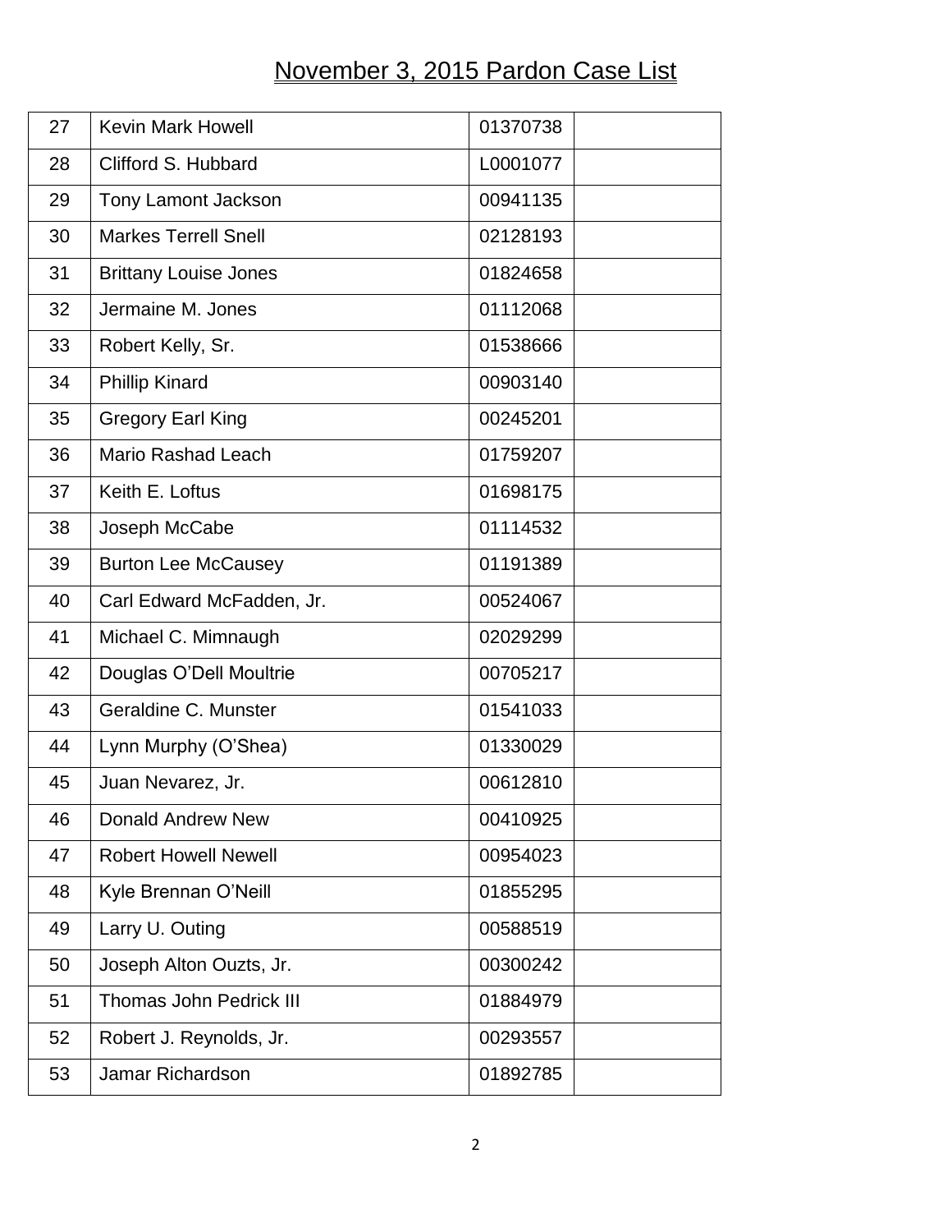# November 3, 2015 Pardon Case List

| | | | |
|---|---|---|---|
| 27 | Kevin Mark Howell | 01370738 | |
| 28 | Clifford S. Hubbard | L0001077 | |
| 29 | Tony Lamont Jackson | 00941135 | |
| 30 | Markes Terrell Snell | 02128193 | |
| 31 | Brittany Louise Jones | 01824658 | |
| 32 | Jermaine M. Jones | 01112068 | |
| 33 | Robert Kelly, Sr. | 01538666 | |
| 34 | Phillip Kinard | 00903140 | |
| 35 | Gregory Earl King | 00245201 | |
| 36 | Mario Rashad Leach | 01759207 | |
| 37 | Keith E. Loftus | 01698175 | |
| 38 | Joseph McCabe | 01114532 | |
| 39 | Burton Lee McCausey | 01191389 | |
| 40 | Carl Edward McFadden, Jr. | 00524067 | |
| 41 | Michael C. Mimnaugh | 02029299 | |
| 42 | Douglas O'Dell Moultrie | 00705217 | |
| 43 | Geraldine C. Munster | 01541033 | |
| 44 | Lynn Murphy (O'Shea) | 01330029 | |
| 45 | Juan Nevarez, Jr. | 00612810 | |
| 46 | Donald Andrew New | 00410925 | |
| 47 | Robert Howell Newell | 00954023 | |
| 48 | Kyle Brennan O'Neill | 01855295 | |
| 49 | Larry U. Outing | 00588519 | |
| 50 | Joseph Alton Ouzts, Jr. | 00300242 | |
| 51 | Thomas John Pedrick III | 01884979 | |
| 52 | Robert J. Reynolds, Jr. | 00293557 | |
| 53 | Jamar Richardson | 01892785 | |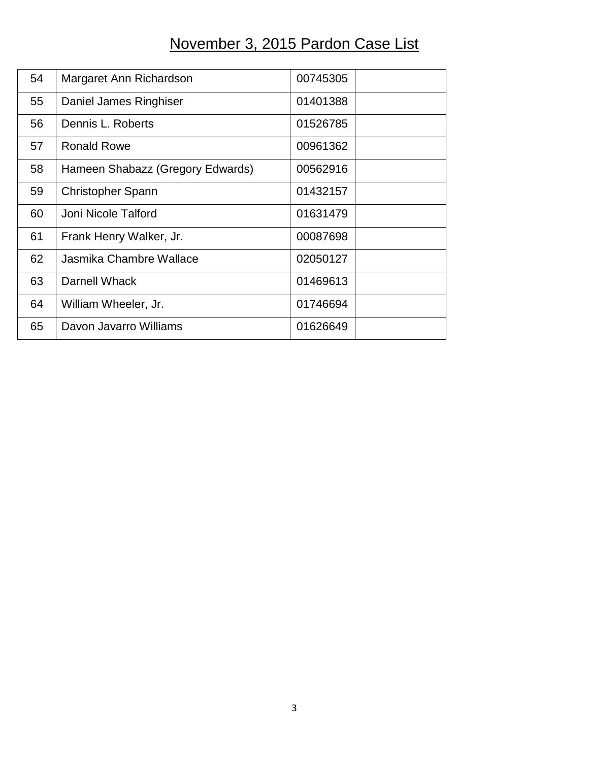# November 3, 2015 Pardon Case List

| | | | |
|---|---|---|---|
| 54 | Margaret Ann Richardson | 00745305 | |
| 55 | Daniel James Ringhiser | 01401388 | |
| 56 | Dennis L. Roberts | 01526785 | |
| 57 | Ronald Rowe | 00961362 | |
| 58 | Hameen Shabazz (Gregory Edwards) | 00562916 | |
| 59 | Christopher Spann | 01432157 | |
| 60 | Joni Nicole Talford | 01631479 | |
| 61 | Frank Henry Walker, Jr. | 00087698 | |
| 62 | Jasmika Chambre Wallace | 02050127 | |
| 63 | Darnell Whack | 01469613 | |
| 64 | William Wheeler, Jr. | 01746694 | |
| 65 | Davon Javarro Williams | 01626649 | |